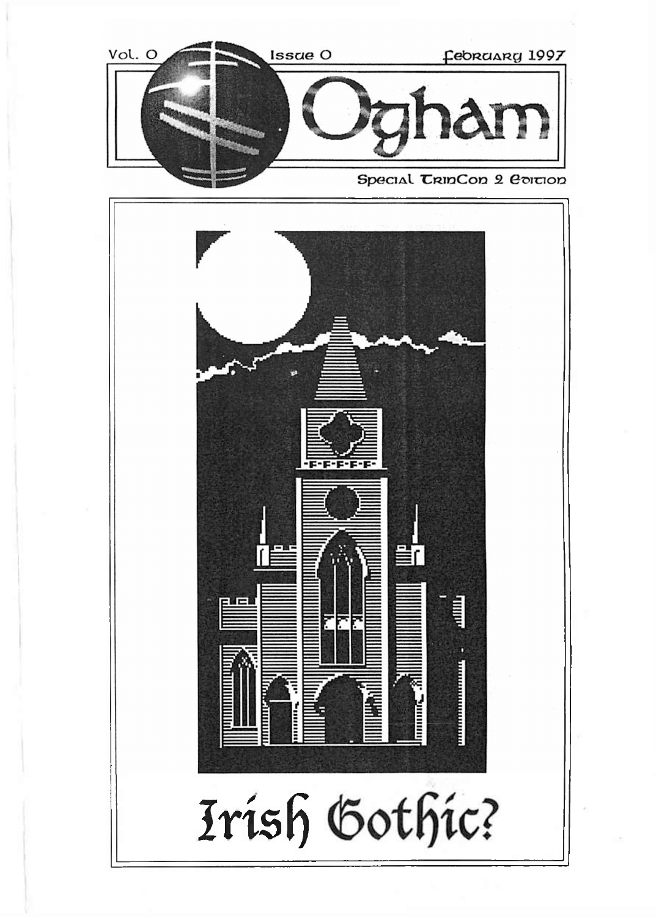Vol. 0 Issue 0 February 1997

# Ogham

Special TrinCon 2 Edition

# Irish Gothic?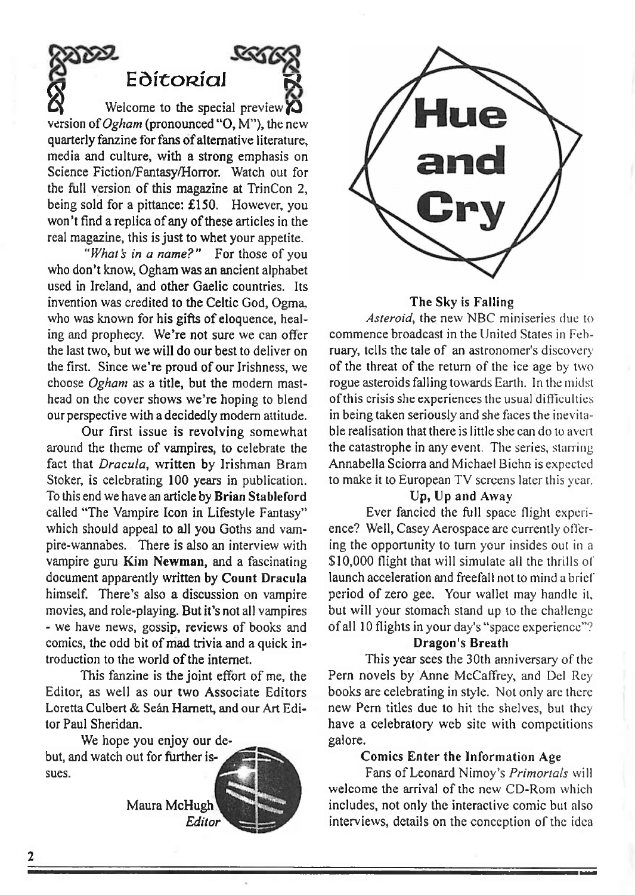# Editorial

Welcome to the special preview version of *Ogham* (pronounced "O, M"), the new quarterly fanzine for fans of alternative literature, media and culture, with a strong emphasis on Science Fiction/Fantasy/Horror. Watch out for the full version of this magazine at TrinCon 2, being sold for a pittance: £150. However, you won't find a replica of any of these articles in the real magazine, this is just to whet your appetite.

*"What's in a name?"* For those of you who don't know, Ogham was an ancient alphabet used in Ireland, and other Gaelic countries. Its invention was credited to the Celtic God, Ogma, who was known for his gifts of eloquence, healing and prophecy. We're not sure we can offer the last two, but we will do our best to deliver on the first. Since we're proud of our Irishness, we choose *Ogham* as a title, but the modern masthead on the cover shows we're hoping to blend our perspective with a decidedly modern attitude.

Our first issue is revolving somewhat around the theme of vampires, to celebrate the fact that *Dracula*, written by Irishman Bram Stoker, is celebrating 100 years in publication. To this end we have an article by **Brian Stableford** called "The Vampire Icon in Lifestyle Fantasy" which should appeal to all you Goths and vampire-wannabes. There is also an interview with vampire guru **Kim Newman**, and a fascinating document apparently written by **Count Dracula** himself. There's also a discussion on vampire movies, and role-playing. But it's not all vampires - we have news, gossip, reviews of books and comics, the odd bit of mad trivia and a quick introduction to the world of the internet.

This fanzine is the joint effort of me, the Editor, as well as our two Associate Editors Loretta Culbert & Seán Harnett, and our Art Editor Paul Sheridan.

We hope you enjoy our debut, and watch out for further issues.

Maura McHugh
*Editor*

# Hue and Cry

### The Sky is Falling

*Asteroid*, the new NBC miniseries due to commence broadcast in the United States in February, tells the tale of an astronomer's discovery of the threat of the return of the ice age by two rogue asteroids falling towards Earth. In the midst of this crisis she experiences the usual difficulties in being taken seriously and she faces the inevitable realisation that there is little she can do to avert the catastrophe in any event. The series, starring Annabella Sciorra and Michael Biehn is expected to make it to European TV screens later this year.

### Up, Up and Away

Ever fancied the full space flight experience? Well, Casey Aerospace are currently offering the opportunity to turn your insides out in a $10,000 flight that will simulate all the thrills of launch acceleration and freefall not to mind a brief period of zero gee. Your wallet may handle it, but will your stomach stand up to the challenge of all 10 flights in your day's "space experience"?

### Dragon's Breath

This year sees the 30th anniversary of the Pern novels by Anne McCaffrey, and Del Rey books are celebrating in style. Not only are there new Pern titles due to hit the shelves, but they have a celebratory web site with competitions galore.

### Comics Enter the Information Age

Fans of Leonard Nimoy's *Primortals* will welcome the arrival of the new CD-Rom which includes, not only the interactive comic but also interviews, details on the conception of the idea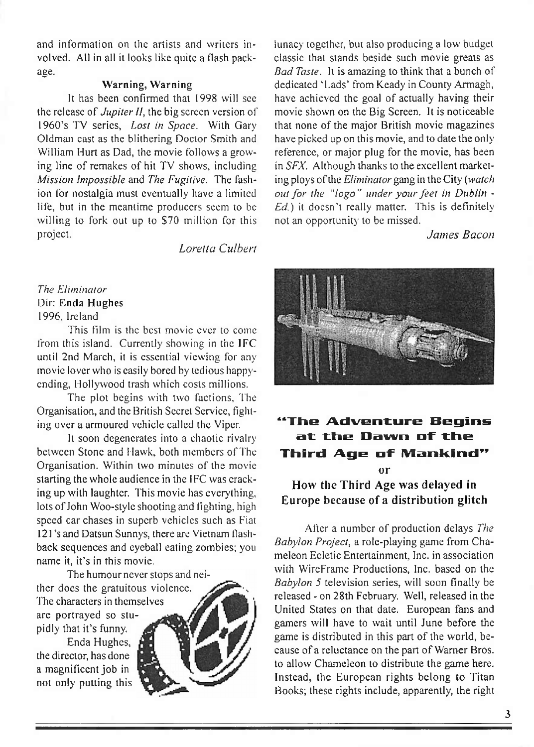and information on the artists and writers involved. All in all it looks like quite a flash package.

### Warning, Warning

It has been confirmed that 1998 will see the release of *Jupiter II*, the big screen version of 1960's TV series, *Lost in Space*. With Gary Oldman cast as the blithering Doctor Smith and William Hurt as Dad, the movie follows a growing line of remakes of hit TV shows, including *Mission Impossible* and *The Fugitive*. The fashion for nostalgia must eventually have a limited life, but in the meantime producers seem to be willing to fork out up to $70 million for this project.

*Loretta Culbert*

*The Eliminator*
Dir: **Enda Hughes**
1996, Ireland

This film is the best movie ever to come from this island. Currently showing in the IFC until 2nd March, it is essential viewing for any movie lover who is easily bored by tedious happy-ending, Hollywood trash which costs millions.

The plot begins with two factions, The Organisation, and the British Secret Service, fighting over a armoured vehicle called the Viper.

It soon degenerates into a chaotic rivalry between Stone and Hawk, both members of The Organisation. Within two minutes of the movie starting the whole audience in the IFC was cracking up with laughter. This movie has everything, lots of John Woo-style shooting and fighting, high speed car chases in superb vehicles such as Fiat 121's and Datsun Sunnys, there are Vietnam flashback sequences and eyeball eating zombies; you name it, it's in this movie.

The humour never stops and neither does the gratuitous violence. The characters in themselves are portrayed so stupidly that it's funny.

Enda Hughes, the director, has done a magnificent job in not only putting this lunacy together, but also producing a low budget classic that stands beside such movie greats as *Bad Taste*. It is amazing to think that a bunch of dedicated 'Lads' from Keady in County Armagh, have achieved the goal of actually having their movie shown on the Big Screen. It is noticeable that none of the major British movie magazines have picked up on this movie, and to date the only reference, or major plug for the movie, has been in *SFX*. Although thanks to the excellent marketing ploys of the *Eliminator* gang in the City (*watch out for the "logo" under your feet in Dublin - Ed.*) it doesn't really matter. This is definitely not an opportunity to be missed.

*James Bacon*

## "The Adventure Begins at the Dawn of the Third Age of Mankind"
or
### How the Third Age was delayed in Europe because of a distribution glitch

After a number of production delays *The Babylon Project*, a role-playing game from Chameleon Ecletic Entertainment, Inc. in association with WireFrame Productions, Inc. based on the *Babylon 5* television series, will soon finally be released - on 28th February. Well, released in the United States on that date. European fans and gamers will have to wait until June before the game is distributed in this part of the world, because of a reluctance on the part of Warner Bros. to allow Chameleon to distribute the game here. Instead, the European rights belong to Titan Books; these rights include, apparently, the right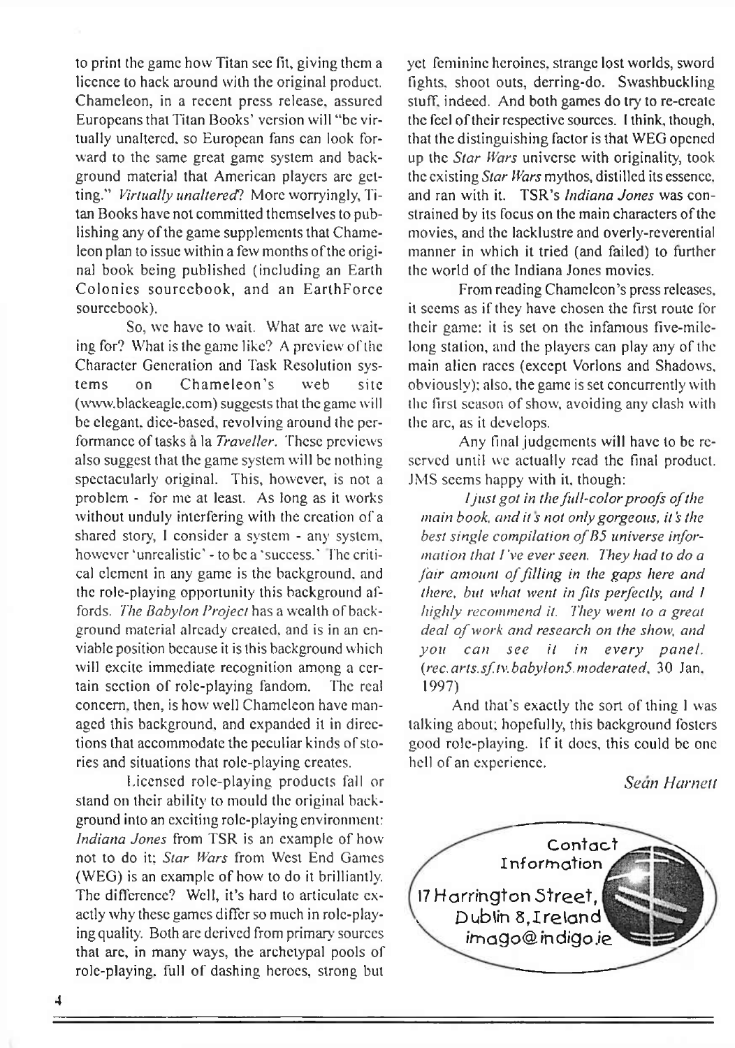to print the game how Titan see fit, giving them a licence to hack around with the original product. Chameleon, in a recent press release, assured Europeans that Titan Books' version will "be virtually unaltered, so European fans can look forward to the same great game system and background material that American players are getting." *Virtually unaltered*? More worryingly, Titan Books have not committed themselves to publishing any of the game supplements that Chameleon plan to issue within a few months of the original book being published (including an Earth Colonies sourcebook, and an EarthForce sourcebook).

So, we have to wait. What are we waiting for? What is the game like? A preview of the Character Generation and Task Resolution systems on Chameleon's web site (www.blackeagle.com) suggests that the game will be elegant, dice-based, revolving around the performance of tasks à la *Traveller*. These previews also suggest that the game system will be nothing spectacularly original. This, however, is not a problem - for me at least. As long as it works without unduly interfering with the creation of a shared story, I consider a system - any system, however 'unrealistic' - to be a 'success.' The critical element in any game is the background, and the role-playing opportunity this background affords. *The Babylon Project* has a wealth of background material already created, and is in an enviable position because it is this background which will excite immediate recognition among a certain section of role-playing fandom. The real concern, then, is how well Chameleon have managed this background, and expanded it in directions that accommodate the peculiar kinds of stories and situations that role-playing creates.

Licensed role-playing products fall or stand on their ability to mould the original background into an exciting role-playing environment: *Indiana Jones* from TSR is an example of how not to do it; *Star Wars* from West End Games (WEG) is an example of how to do it brilliantly. The difference? Well, it's hard to articulate exactly why these games differ so much in role-playing quality. Both are derived from primary sources that are, in many ways, the archetypal pools of role-playing, full of dashing heroes, strong but yet feminine heroines, strange lost worlds, sword fights, shoot outs, derring-do. Swashbuckling stuff, indeed. And both games do try to re-create the feel of their respective sources. I think, though, that the distinguishing factor is that WEG opened up the *Star Wars* universe with originality, took the existing *Star Wars* mythos, distilled its essence, and ran with it. TSR's *Indiana Jones* was constrained by its focus on the main characters of the movies, and the lacklustre and overly-reverential manner in which it tried (and failed) to further the world of the Indiana Jones movies.

From reading Chameleon's press releases, it seems as if they have chosen the first route for their game: it is set on the infamous five-mile-long station, and the players can play any of the main alien races (except Vorlons and Shadows, obviously); also, the game is set concurrently with the first season of show, avoiding any clash with the arc, as it develops.

Any final judgements will have to be reserved until we actually read the final product. JMS seems happy with it, though:

> *I just got in the full-color proofs of the main book, and it's not only gorgeous, it's the best single compilation of B5 universe information that I've ever seen. They had to do a fair amount of filling in the gaps here and there, but what went in fits perfectly, and I highly recommend it. They went to a great deal of work and research on the show, and you can see it in every panel.* (*rec.arts.sf.tv.babylon5.moderated*, 30 Jan. 1997)

And that's exactly the sort of thing I was talking about; hopefully, this background fosters good role-playing. If it does, this could be one hell of an experience.

*Seán Harnett*

Contact Information

17 Harrington Street,
Dublin 8, Ireland
imago@indigo.ie